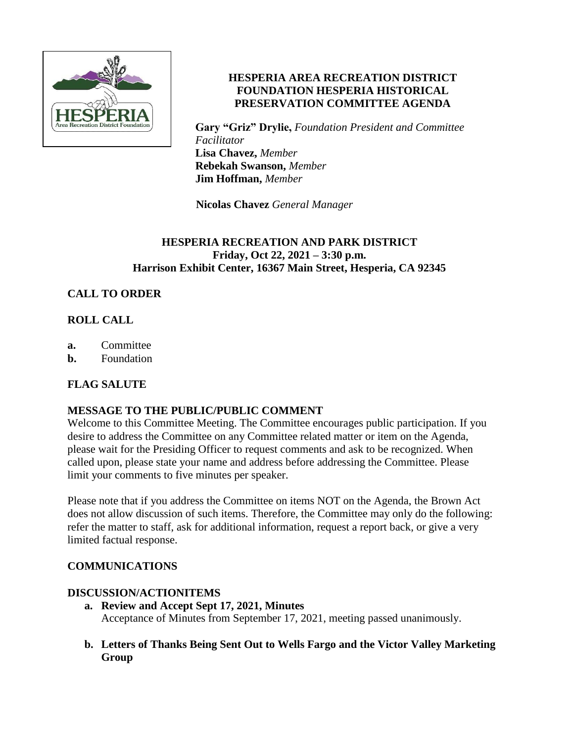# HESPERIA AREA RECREATION DISTRICT FOUNDATION HESPERIA HISTORICAL PRESERVATION COMMITTEE AGENDA

**Gary "Griz" Drylie,** *Foundation President and Committee Facilitator*
**Lisa Chavez,** *Member*
**Rebekah Swanson,** *Member*
**Jim Hoffman,** *Member*

**Nicolas Chavez** *General Manager*

## HESPERIA RECREATION AND PARK DISTRICT
**Friday, Oct 22, 2021 – 3:30 p.m.**
**Harrison Exhibit Center, 16367 Main Street, Hesperia, CA 92345**

### CALL TO ORDER

### ROLL CALL

- **a.** Committee
- **b.** Foundation

### FLAG SALUTE

### MESSAGE TO THE PUBLIC/PUBLIC COMMENT

Welcome to this Committee Meeting. The Committee encourages public participation. If you desire to address the Committee on any Committee related matter or item on the Agenda, please wait for the Presiding Officer to request comments and ask to be recognized. When called upon, please state your name and address before addressing the Committee. Please limit your comments to five minutes per speaker.

Please note that if you address the Committee on items NOT on the Agenda, the Brown Act does not allow discussion of such items. Therefore, the Committee may only do the following: refer the matter to staff, ask for additional information, request a report back, or give a very limited factual response.

### COMMUNICATIONS

### DISCUSSION/ACTIONITEMS

- **a. Review and Accept Sept 17, 2021, Minutes**
  Acceptance of Minutes from September 17, 2021, meeting passed unanimously.

- **b. Letters of Thanks Being Sent Out to Wells Fargo and the Victor Valley Marketing Group**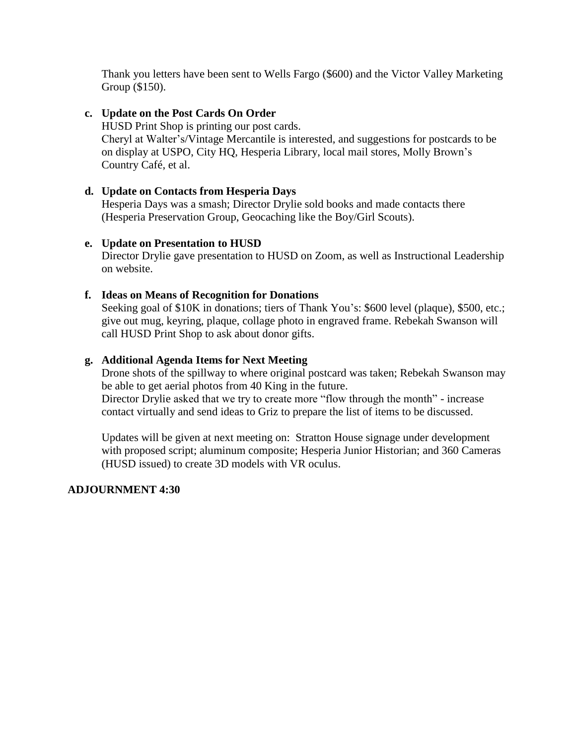Thank you letters have been sent to Wells Fargo ($600) and the Victor Valley Marketing Group ($150).

**c. Update on the Post Cards On Order**

HUSD Print Shop is printing our post cards.
Cheryl at Walter's/Vintage Mercantile is interested, and suggestions for postcards to be on display at USPO, City HQ, Hesperia Library, local mail stores, Molly Brown's Country Café, et al.

**d. Update on Contacts from Hesperia Days**

Hesperia Days was a smash; Director Drylie sold books and made contacts there (Hesperia Preservation Group, Geocaching like the Boy/Girl Scouts).

**e. Update on Presentation to HUSD**

Director Drylie gave presentation to HUSD on Zoom, as well as Instructional Leadership on website.

**f. Ideas on Means of Recognition for Donations**

Seeking goal of $10K in donations; tiers of Thank You's: $600 level (plaque), $500, etc.; give out mug, keyring, plaque, collage photo in engraved frame. Rebekah Swanson will call HUSD Print Shop to ask about donor gifts.

**g. Additional Agenda Items for Next Meeting**

Drone shots of the spillway to where original postcard was taken; Rebekah Swanson may be able to get aerial photos from 40 King in the future.
Director Drylie asked that we try to create more "flow through the month" - increase contact virtually and send ideas to Griz to prepare the list of items to be discussed.

Updates will be given at next meeting on: Stratton House signage under development with proposed script; aluminum composite; Hesperia Junior Historian; and 360 Cameras (HUSD issued) to create 3D models with VR oculus.

**ADJOURNMENT 4:30**